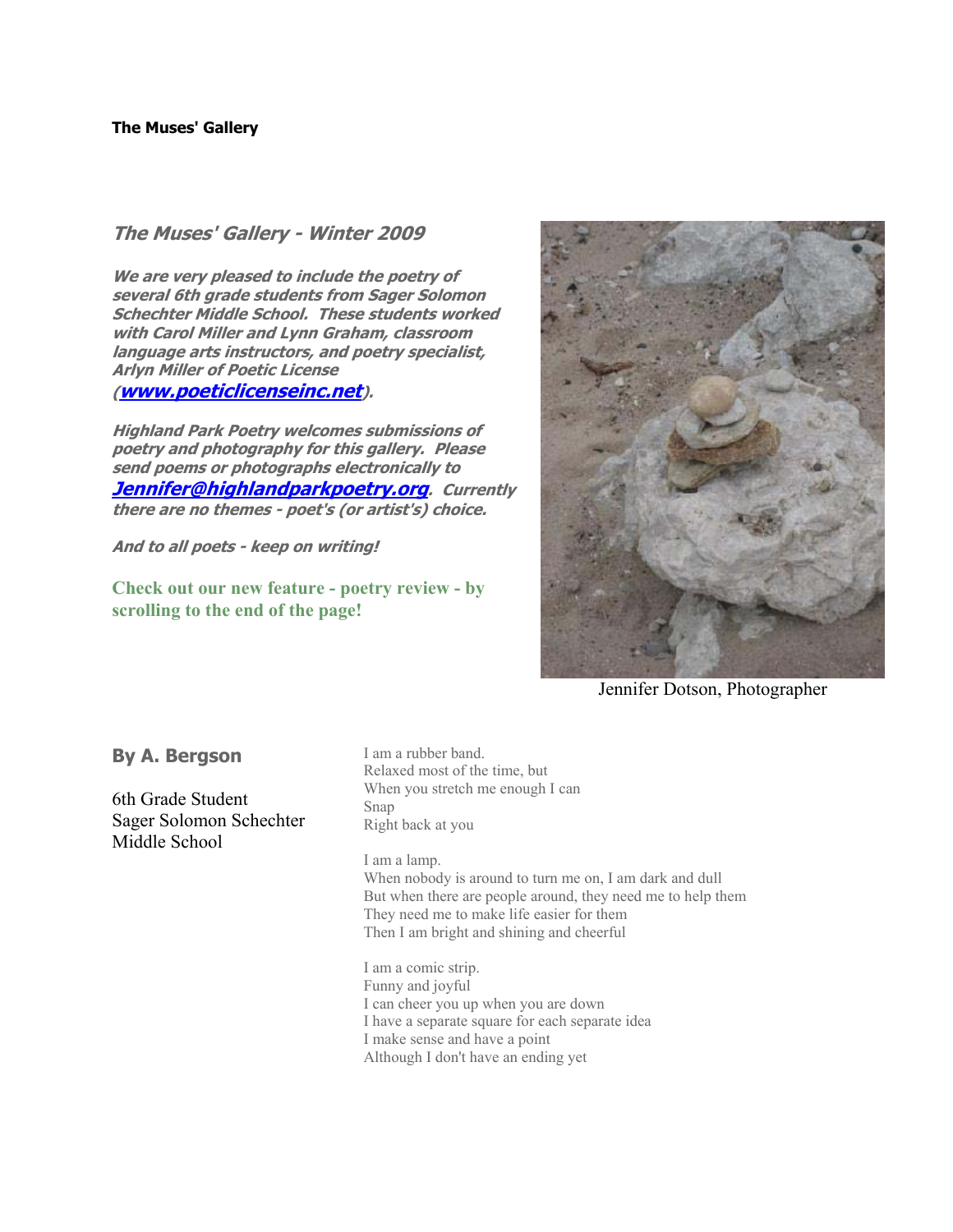**The Muses' Gallery**

## *The Muses' Gallery - Winter 2009*

***We are very pleased to include the poetry of several 6th grade students from Sager Solomon Schechter Middle School. These students worked with Carol Miller and Lynn Graham, classroom language arts instructors, and poetry specialist, Arlyn Miller of Poetic License (www.poeticlicenseinc.net).***

***Highland Park Poetry welcomes submissions of poetry and photography for this gallery. Please send poems or photographs electronically to Jennifer@highlandparkpoetry.org. Currently there are no themes - poet's (or artist's) choice.***

***And to all poets - keep on writing!***

**Check out our new feature - poetry review - by scrolling to the end of the page!**

Jennifer Dotson, Photographer

### By A. Bergson

6th Grade Student
Sager Solomon Schechter Middle School

I am a rubber band.
Relaxed most of the time, but
When you stretch me enough I can
Snap
Right back at you

I am a lamp.
When nobody is around to turn me on, I am dark and dull
But when there are people around, they need me to help them
They need me to make life easier for them
Then I am bright and shining and cheerful

I am a comic strip.
Funny and joyful
I can cheer you up when you are down
I have a separate square for each separate idea
I make sense and have a point
Although I don't have an ending yet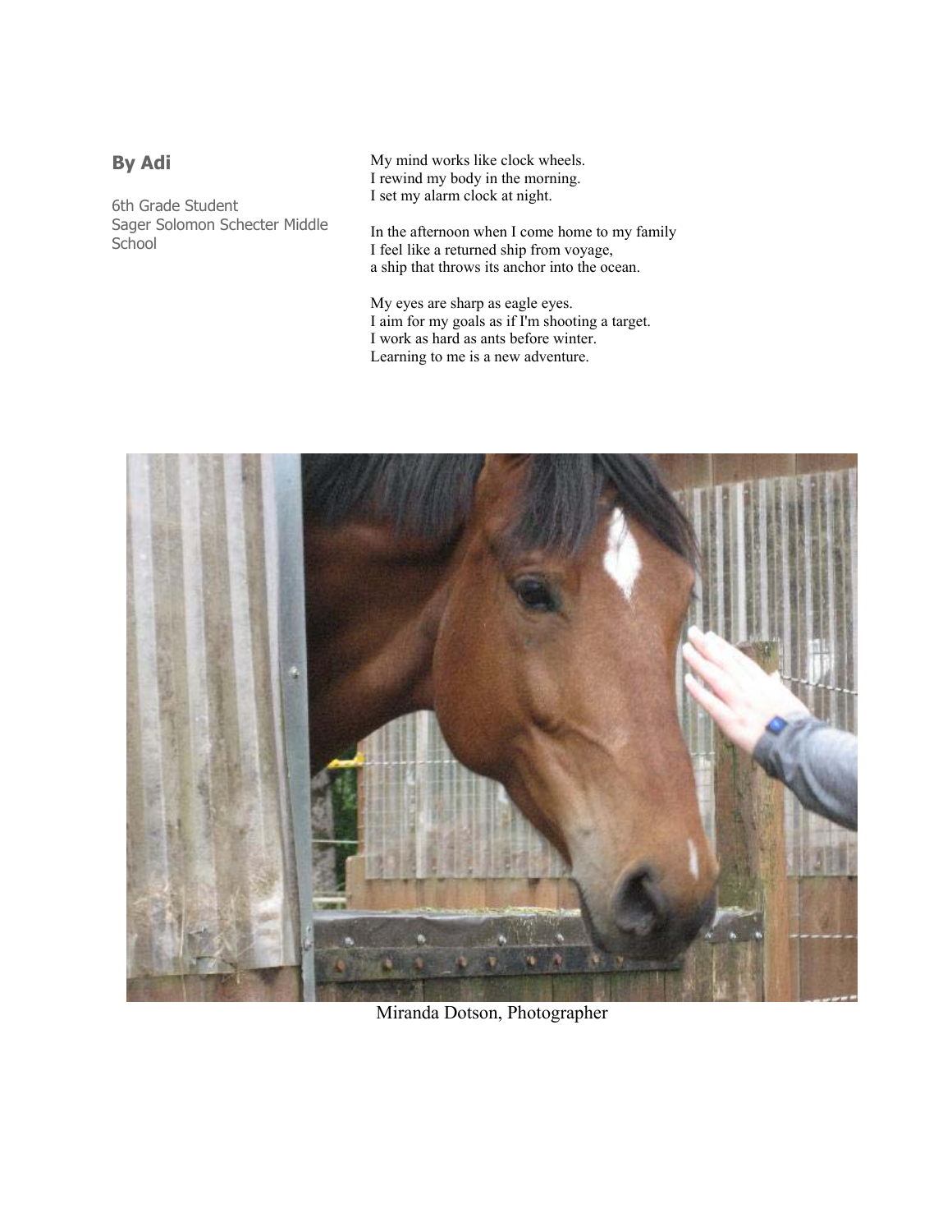**By Adi**

6th Grade Student
Sager Solomon Schecter Middle School

My mind works like clock wheels.
I rewind my body in the morning.
I set my alarm clock at night.

In the afternoon when I come home to my family
I feel like a returned ship from voyage,
a ship that throws its anchor into the ocean.

My eyes are sharp as eagle eyes.
I aim for my goals as if I'm shooting a target.
I work as hard as ants before winter.
Learning to me is a new adventure.

Miranda Dotson, Photographer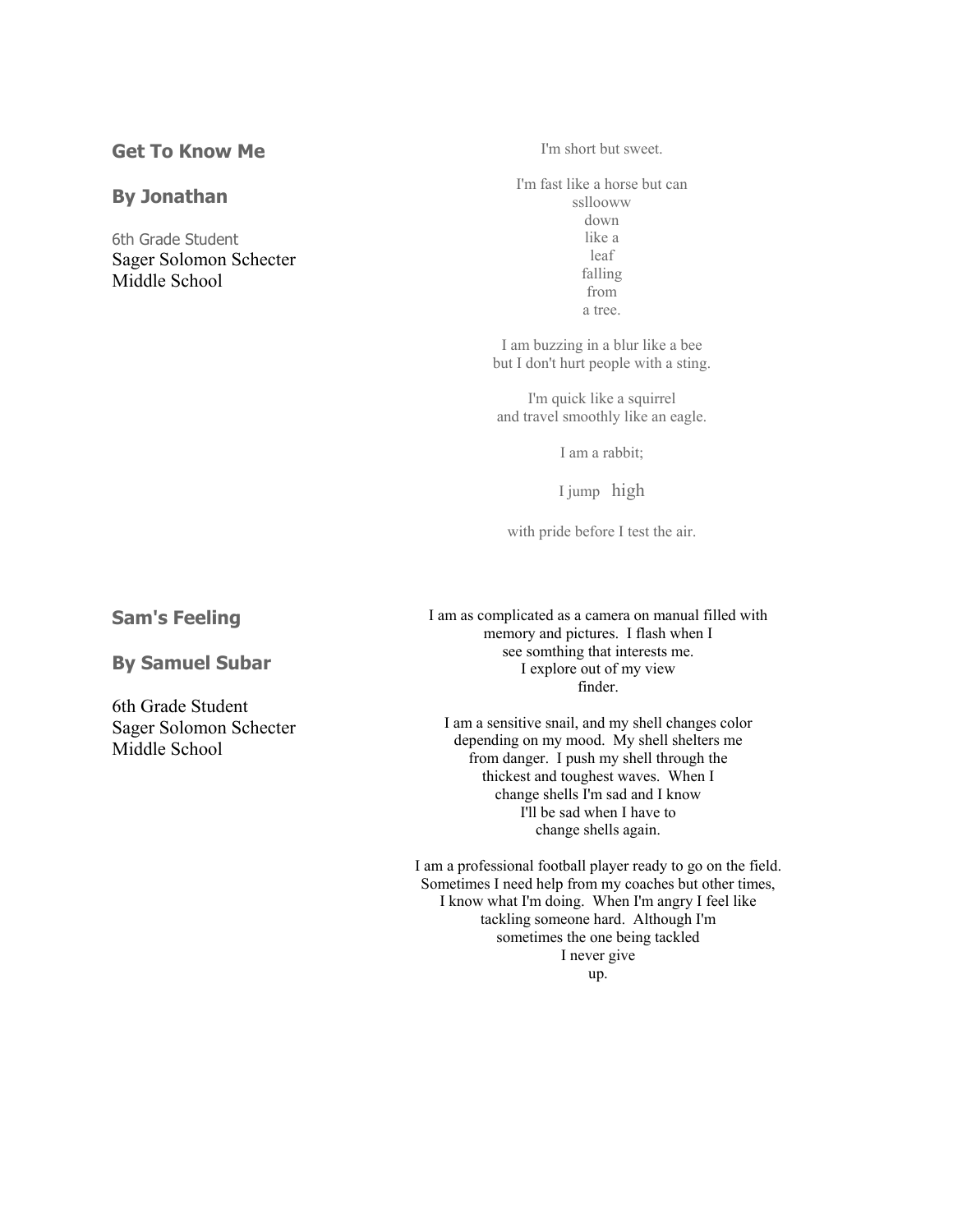## Get To Know Me

## By Jonathan

6th Grade Student
Sager Solomon Schecter
Middle School

I'm short but sweet.

I'm fast like a horse but can
ssllooww
down
like a
leaf
falling
from
a tree.

I am buzzing in a blur like a bee
but I don't hurt people with a sting.

I'm quick like a squirrel
and travel smoothly like an eagle.

I am a rabbit;

I jump high

with pride before I test the air.

## Sam's Feeling

## By Samuel Subar

6th Grade Student
Sager Solomon Schecter
Middle School

I am as complicated as a camera on manual filled with
memory and pictures. I flash when I
see somthing that interests me.
I explore out of my view
finder.

I am a sensitive snail, and my shell changes color
depending on my mood. My shell shelters me
from danger. I push my shell through the
thickest and toughest waves. When I
change shells I'm sad and I know
I'll be sad when I have to
change shells again.

I am a professional football player ready to go on the field.
Sometimes I need help from my coaches but other times,
I know what I'm doing. When I'm angry I feel like
tackling someone hard. Although I'm
sometimes the one being tackled
I never give
up.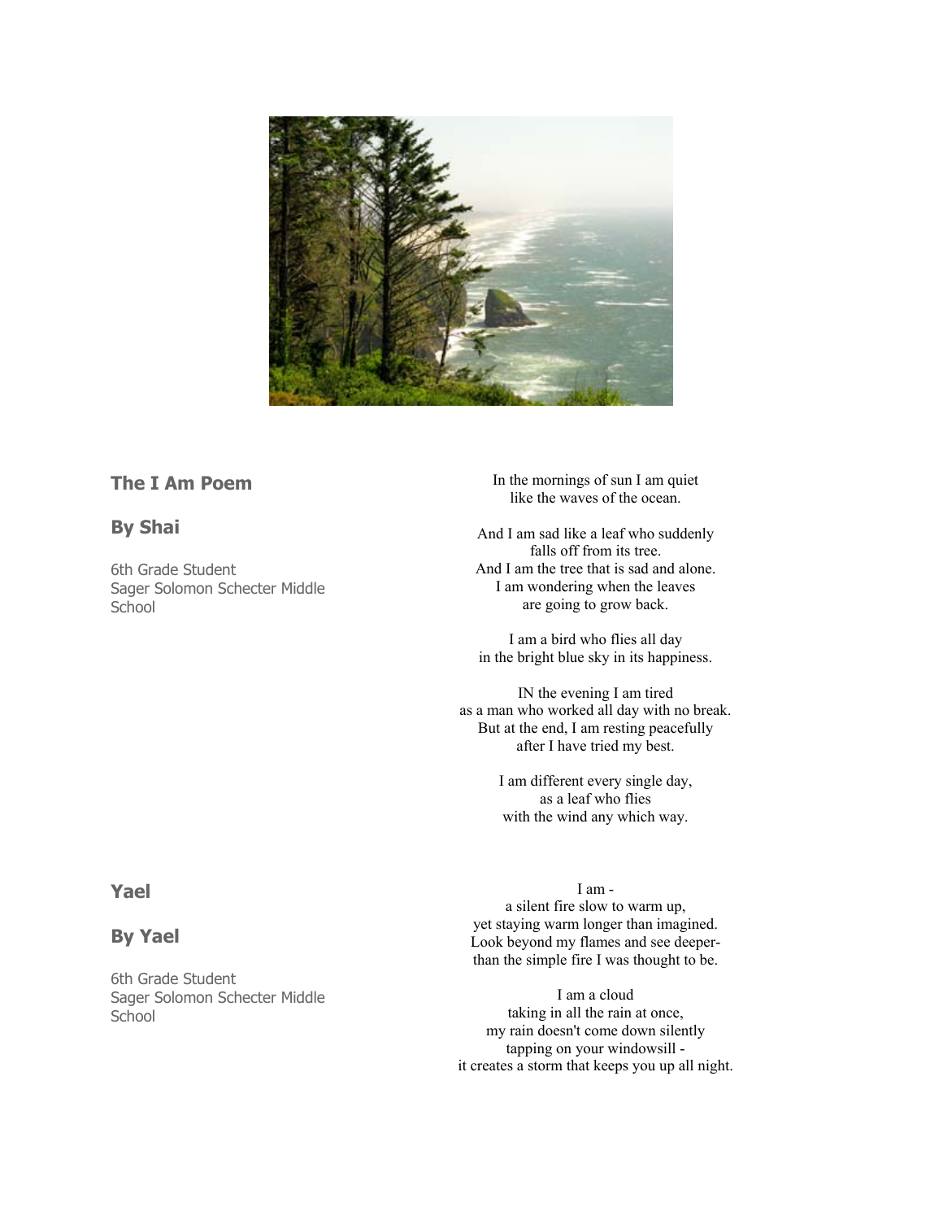## The I Am Poem

## By Shai

6th Grade Student
Sager Solomon Schecter Middle School

In the mornings of sun I am quiet
like the waves of the ocean.

And I am sad like a leaf who suddenly
falls off from its tree.
And I am the tree that is sad and alone.
I am wondering when the leaves
are going to grow back.

I am a bird who flies all day
in the bright blue sky in its happiness.

IN the evening I am tired
as a man who worked all day with no break.
But at the end, I am resting peacefully
after I have tried my best.

I am different every single day,
as a leaf who flies
with the wind any which way.

## Yael

## By Yael

6th Grade Student
Sager Solomon Schecter Middle School

I am -
a silent fire slow to warm up,
yet staying warm longer than imagined.
Look beyond my flames and see deeper-
than the simple fire I was thought to be.

I am a cloud
taking in all the rain at once,
my rain doesn't come down silently
tapping on your windowsill -
it creates a storm that keeps you up all night.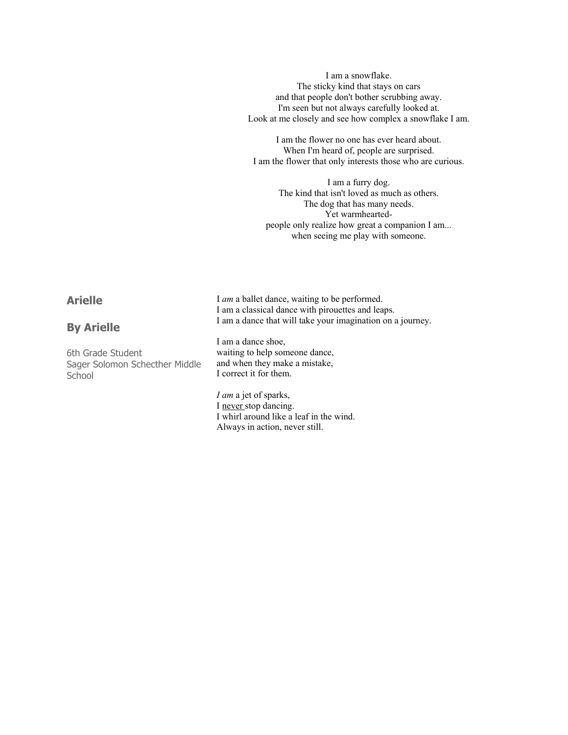I am a snowflake.  
The sticky kind that stays on cars  
and that people don't bother scrubbing away.  
I'm seen but not always carefully looked at.  
Look at me closely and see how complex a snowflake I am.

I am the flower no one has ever heard about.  
When I'm heard of, people are surprised.  
I am the flower that only interests those who are curious.

I am a furry dog.  
The kind that isn't loved as much as others.  
The dog that has many needs.  
Yet warmhearted-  
people only realize how great a companion I am...  
when seeing me play with someone.

## Arielle

## By Arielle

6th Grade Student  
Sager Solomon Schecther Middle School

I *am* a ballet dance, waiting to be performed.  
I am a classical dance with pirouettes and leaps.  
I am a dance that will take your imagination on a journey.

I am a dance shoe,  
waiting to help someone dance,  
and when they make a mistake,  
I correct it for them.

*I am* a jet of sparks,  
I <u>never</u> stop dancing.  
I whirl around like a leaf in the wind.  
Always in action, never still.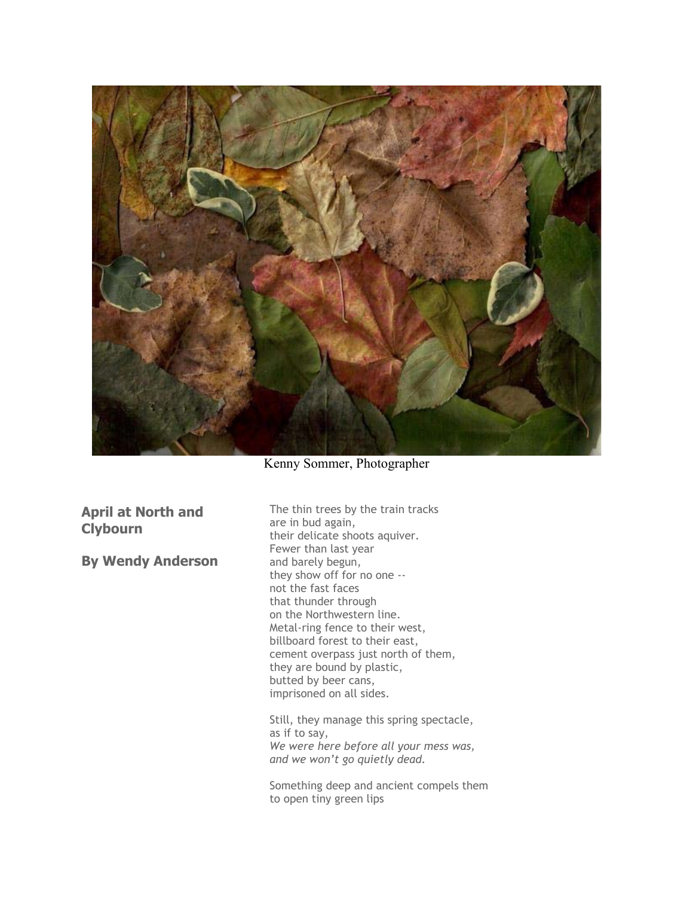Kenny Sommer, Photographer

## April at North and Clybourn

## By Wendy Anderson

The thin trees by the train tracks
are in bud again,
their delicate shoots aquiver.
Fewer than last year
and barely begun,
they show off for no one --
not the fast faces
that thunder through
on the Northwestern line.
Metal-ring fence to their west,
billboard forest to their east,
cement overpass just north of them,
they are bound by plastic,
butted by beer cans,
imprisoned on all sides.

Still, they manage this spring spectacle,
as if to say,
*We were here before all your mess was,*
*and we won't go quietly dead.*

Something deep and ancient compels them
to open tiny green lips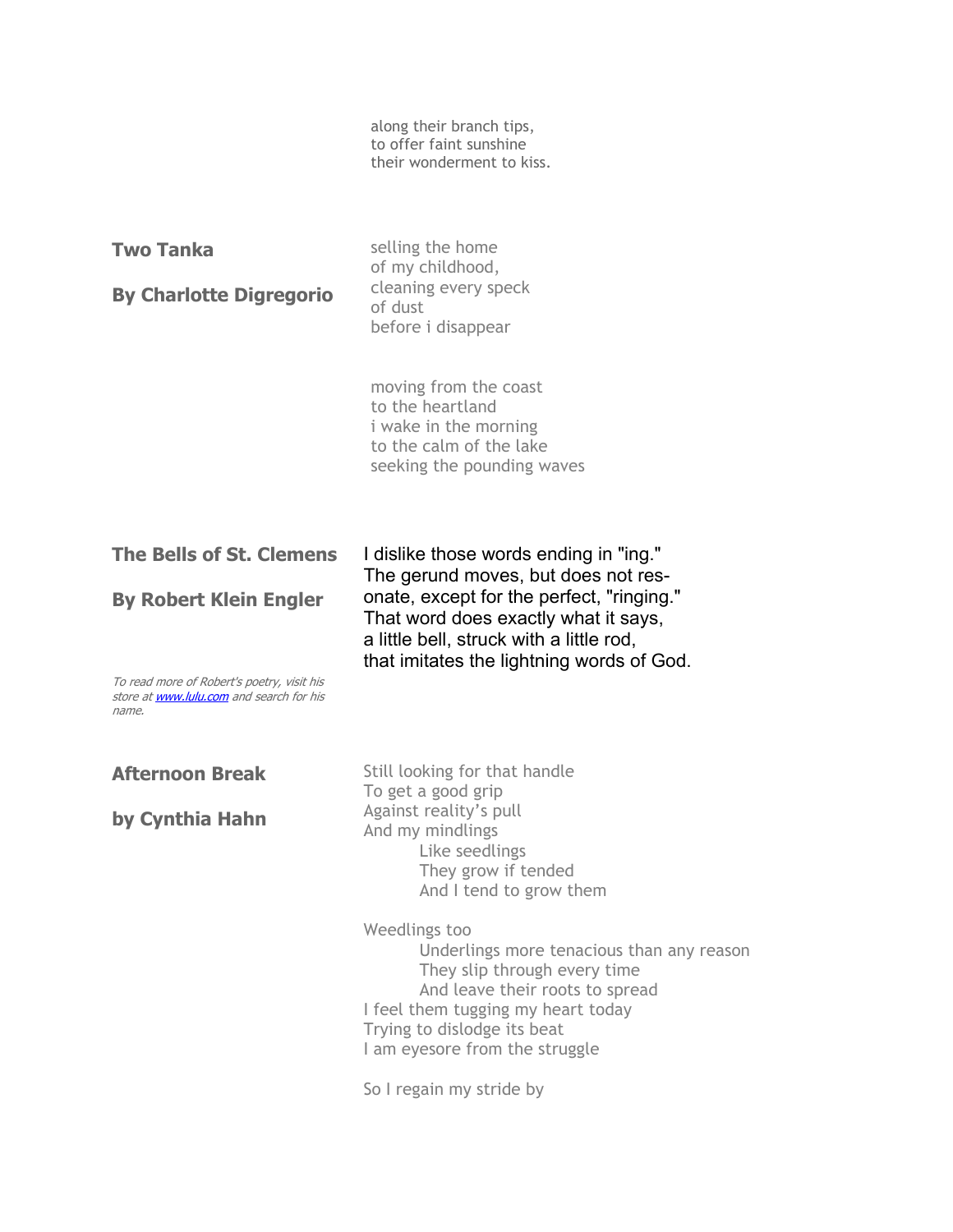along their branch tips,
to offer faint sunshine
their wonderment to kiss.

## Two Tanka

## By Charlotte Digregorio

selling the home
of my childhood,
cleaning every speck
of dust
before i disappear

moving from the coast
to the heartland
i wake in the morning
to the calm of the lake
seeking the pounding waves

## The Bells of St. Clemens

## By Robert Klein Engler

I dislike those words ending in "ing."
The gerund moves, but does not res-
onate, except for the perfect, "ringing."
That word does exactly what it says,
a little bell, struck with a little rod,
that imitates the lightning words of God.

*To read more of Robert's poetry, visit his store at [www.lulu.com](http://www.lulu.com) and search for his name.*

## Afternoon Break

## by Cynthia Hahn

Still looking for that handle
To get a good grip
Against reality's pull
And my mindlings
  Like seedlings
  They grow if tended
  And I tend to grow them

Weedlings too
  Underlings more tenacious than any reason
  They slip through every time
  And leave their roots to spread
I feel them tugging my heart today
Trying to dislodge its beat
I am eyesore from the struggle

So I regain my stride by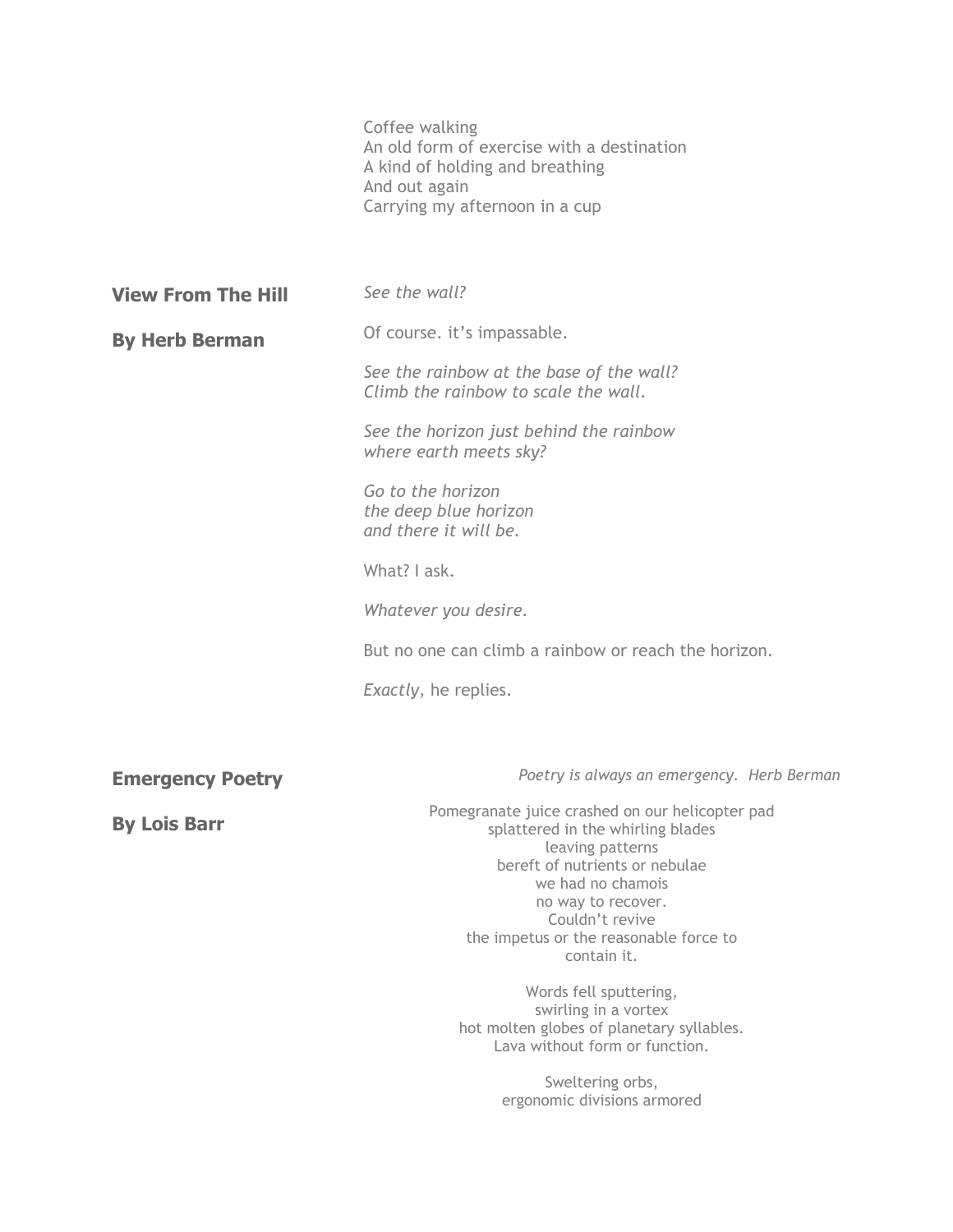Coffee walking
An old form of exercise with a destination
A kind of holding and breathing
And out again
Carrying my afternoon in a cup

## View From The Hill

**By Herb Berman**

*See the wall?*

Of course. it's impassable.

*See the rainbow at the base of the wall?*
*Climb the rainbow to scale the wall.*

*See the horizon just behind the rainbow*
*where earth meets sky?*

*Go to the horizon*
*the deep blue horizon*
*and there it will be.*

What? I ask.

*Whatever you desire.*

But no one can climb a rainbow or reach the horizon.

*Exactly,* he replies.

## Emergency Poetry

**By Lois Barr**

*Poetry is always an emergency. Herb Berman*

Pomegranate juice crashed on our helicopter pad
splattered in the whirling blades
leaving patterns
bereft of nutrients or nebulae
we had no chamois
no way to recover.
Couldn't revive
the impetus or the reasonable force to
contain it.

Words fell sputtering,
swirling in a vortex
hot molten globes of planetary syllables.
Lava without form or function.

Sweltering orbs,
ergonomic divisions armored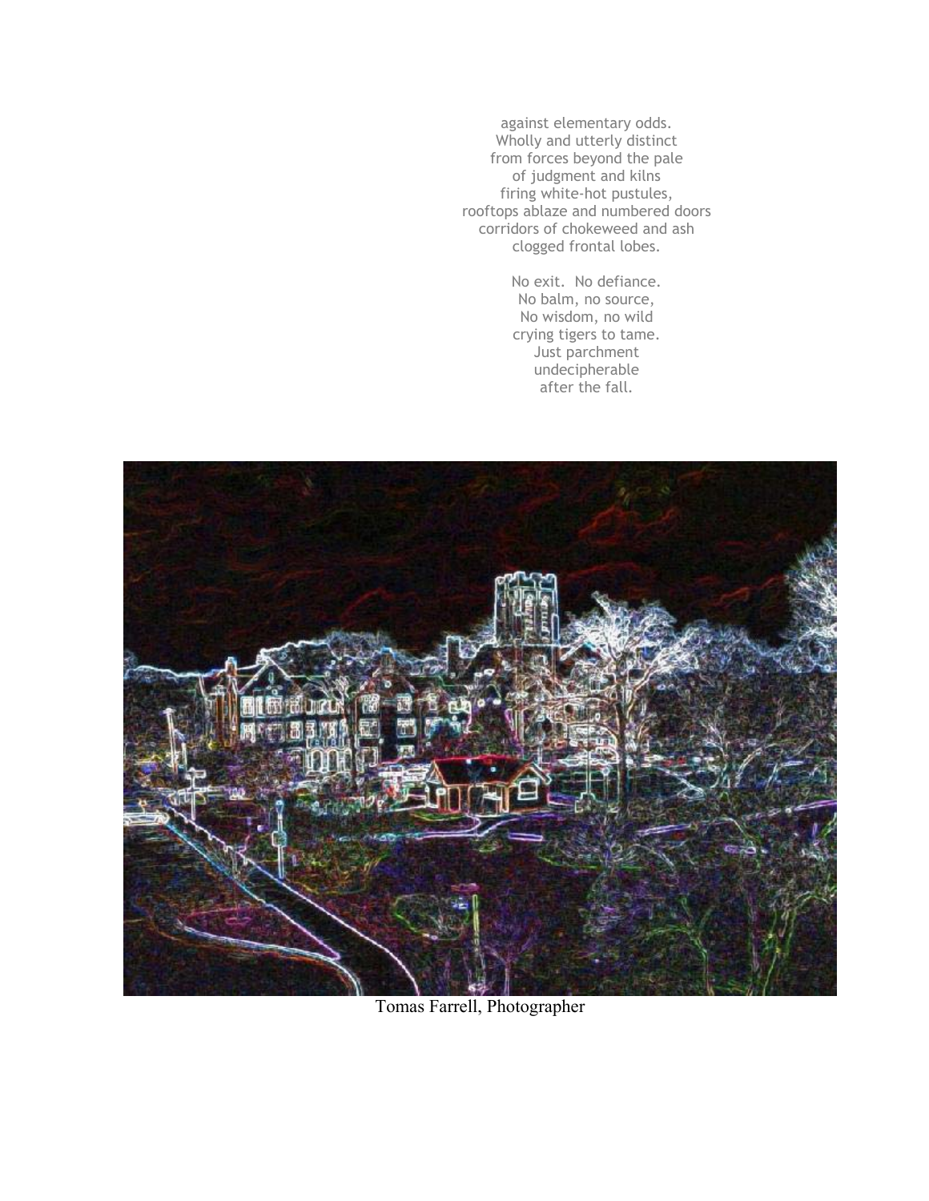against elementary odds.  
Wholly and utterly distinct  
from forces beyond the pale  
of judgment and kilns  
firing white-hot pustules,  
rooftops ablaze and numbered doors  
corridors of chokeweed and ash  
clogged frontal lobes.

No exit. No defiance.  
No balm, no source,  
No wisdom, no wild  
crying tigers to tame.  
Just parchment  
undecipherable  
after the fall.

Tomas Farrell, Photographer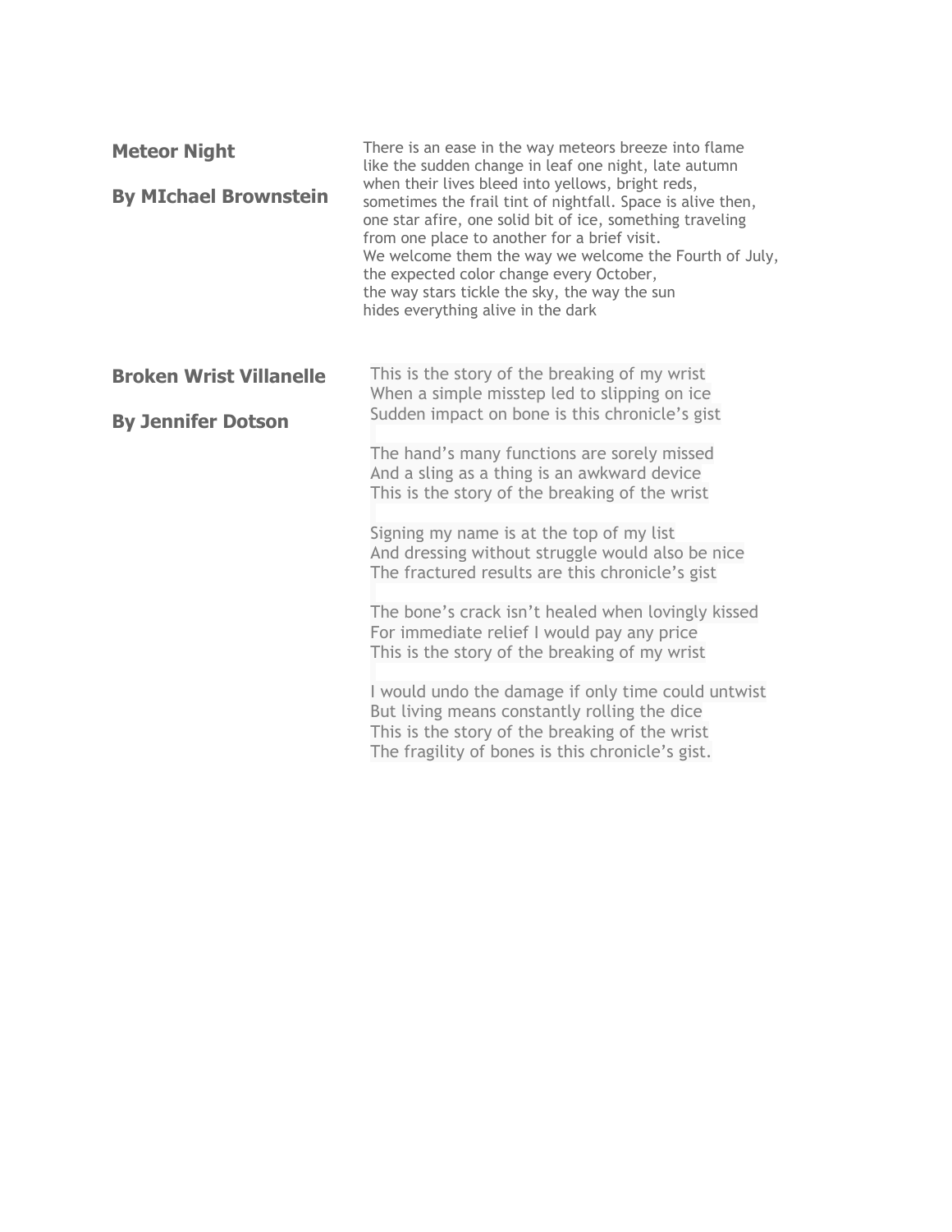## Meteor Night

### By MIchael Brownstein

There is an ease in the way meteors breeze into flame  
like the sudden change in leaf one night, late autumn  
when their lives bleed into yellows, bright reds,  
sometimes the frail tint of nightfall. Space is alive then,  
one star afire, one solid bit of ice, something traveling  
from one place to another for a brief visit.  
We welcome them the way we welcome the Fourth of July,  
the expected color change every October,  
the way stars tickle the sky, the way the sun  
hides everything alive in the dark

## Broken Wrist Villanelle

### By Jennifer Dotson

This is the story of the breaking of my wrist  
When a simple misstep led to slipping on ice  
Sudden impact on bone is this chronicle's gist

The hand's many functions are sorely missed  
And a sling as a thing is an awkward device  
This is the story of the breaking of the wrist

Signing my name is at the top of my list  
And dressing without struggle would also be nice  
The fractured results are this chronicle's gist

The bone's crack isn't healed when lovingly kissed  
For immediate relief I would pay any price  
This is the story of the breaking of my wrist

I would undo the damage if only time could untwist  
But living means constantly rolling the dice  
This is the story of the breaking of the wrist  
The fragility of bones is this chronicle's gist.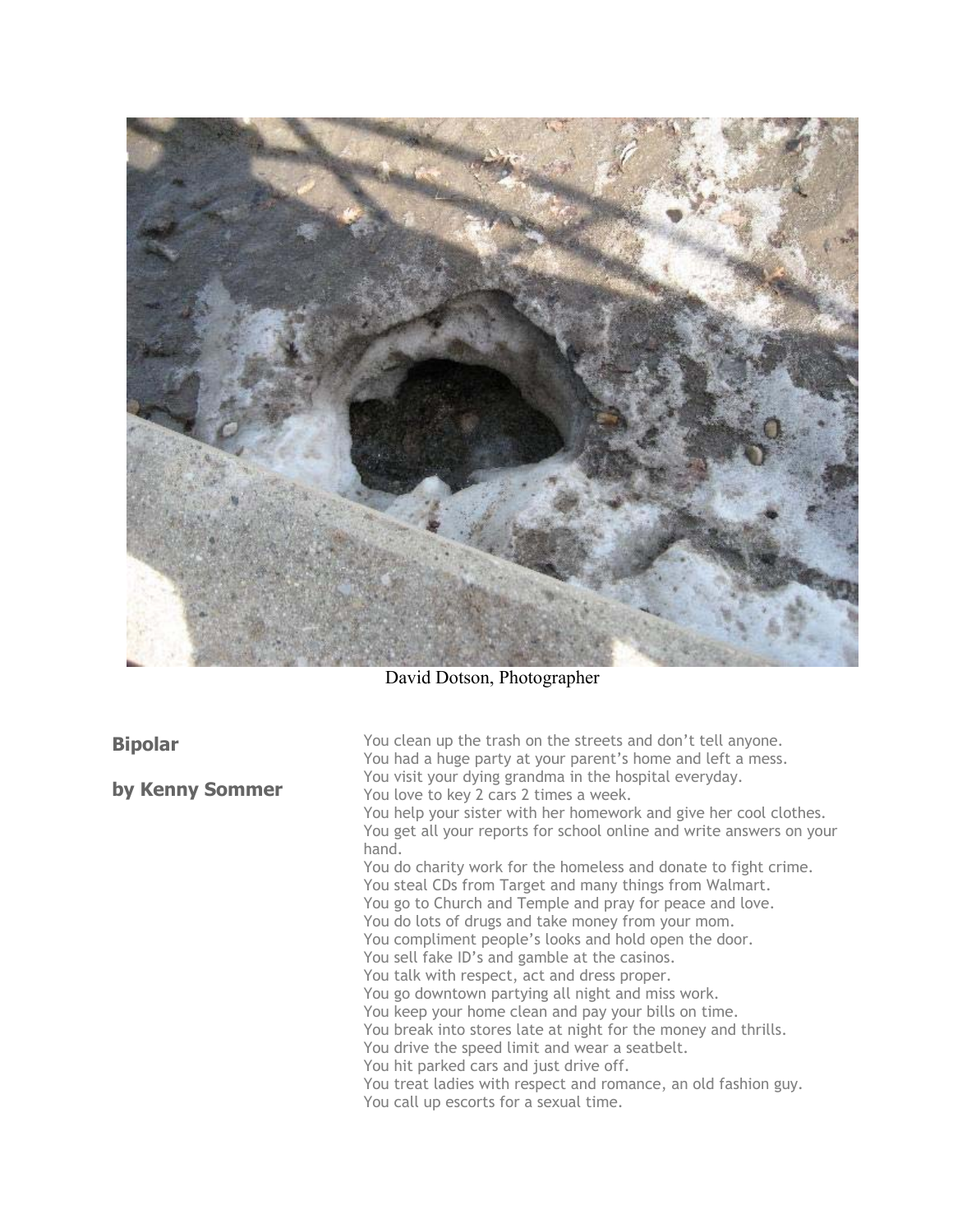David Dotson, Photographer

## Bipolar

## by Kenny Sommer

You clean up the trash on the streets and don't tell anyone.
You had a huge party at your parent's home and left a mess.
You visit your dying grandma in the hospital everyday.
You love to key 2 cars 2 times a week.
You help your sister with her homework and give her cool clothes.
You get all your reports for school online and write answers on your hand.
You do charity work for the homeless and donate to fight crime.
You steal CDs from Target and many things from Walmart.
You go to Church and Temple and pray for peace and love.
You do lots of drugs and take money from your mom.
You compliment people's looks and hold open the door.
You sell fake ID's and gamble at the casinos.
You talk with respect, act and dress proper.
You go downtown partying all night and miss work.
You keep your home clean and pay your bills on time.
You break into stores late at night for the money and thrills.
You drive the speed limit and wear a seatbelt.
You hit parked cars and just drive off.
You treat ladies with respect and romance, an old fashion guy.
You call up escorts for a sexual time.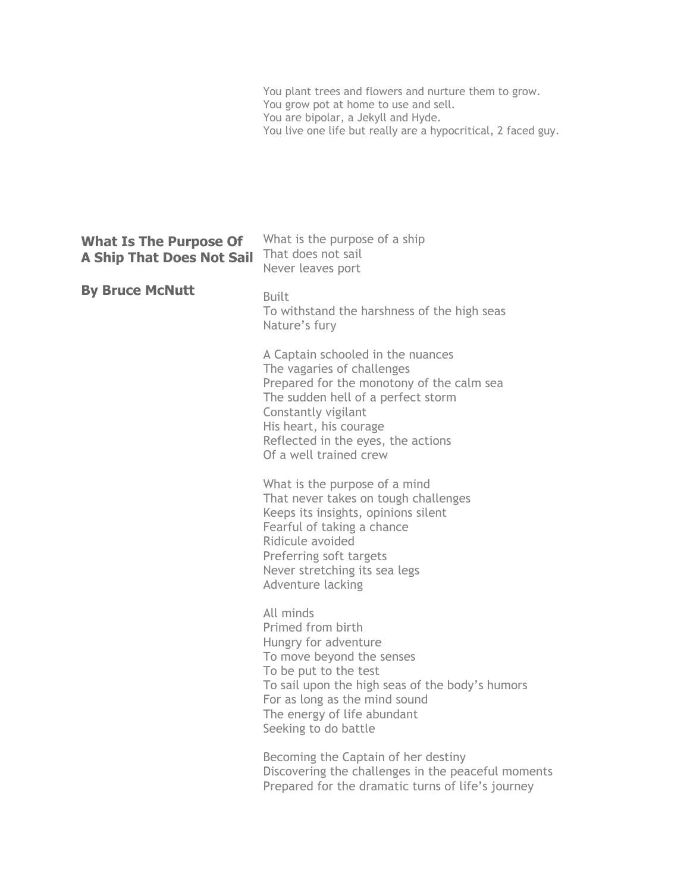You plant trees and flowers and nurture them to grow.
You grow pot at home to use and sell.
You are bipolar, a Jekyll and Hyde.
You live one life but really are a hypocritical, 2 faced guy.

## What Is The Purpose Of A Ship That Does Not Sail

**By Bruce McNutt**

What is the purpose of a ship
That does not sail
Never leaves port

Built
To withstand the harshness of the high seas
Nature's fury

A Captain schooled in the nuances
The vagaries of challenges
Prepared for the monotony of the calm sea
The sudden hell of a perfect storm
Constantly vigilant
His heart, his courage
Reflected in the eyes, the actions
Of a well trained crew

What is the purpose of a mind
That never takes on tough challenges
Keeps its insights, opinions silent
Fearful of taking a chance
Ridicule avoided
Preferring soft targets
Never stretching its sea legs
Adventure lacking

All minds
Primed from birth
Hungry for adventure
To move beyond the senses
To be put to the test
To sail upon the high seas of the body's humors
For as long as the mind sound
The energy of life abundant
Seeking to do battle

Becoming the Captain of her destiny
Discovering the challenges in the peaceful moments
Prepared for the dramatic turns of life's journey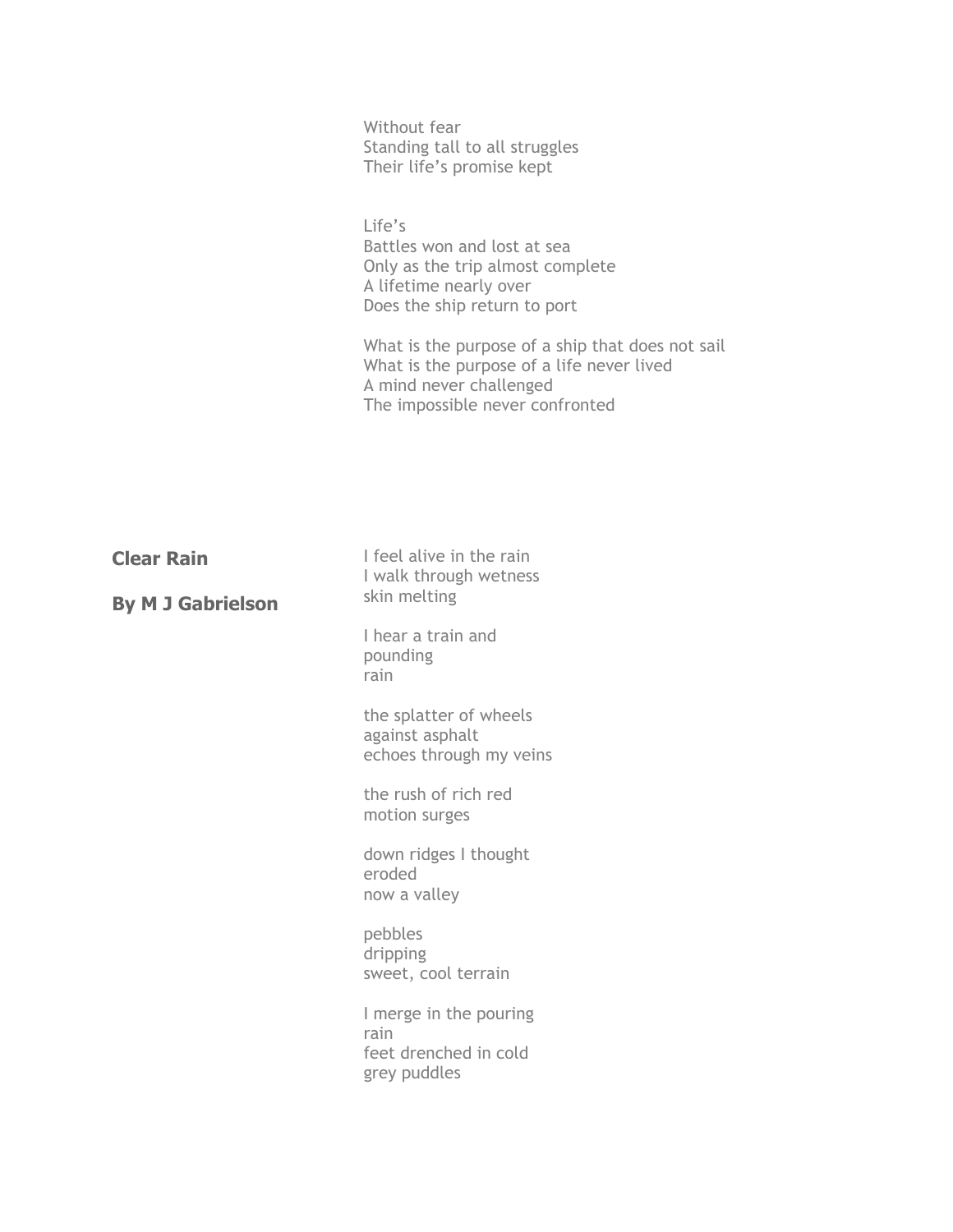Without fear
Standing tall to all struggles
Their life's promise kept

Life's
Battles won and lost at sea
Only as the trip almost complete
A lifetime nearly over
Does the ship return to port

What is the purpose of a ship that does not sail
What is the purpose of a life never lived
A mind never challenged
The impossible never confronted

## Clear Rain

**By M J Gabrielson**

I feel alive in the rain
I walk through wetness
skin melting

I hear a train and
pounding
rain

the splatter of wheels
against asphalt
echoes through my veins

the rush of rich red
motion surges

down ridges I thought
eroded
now a valley

pebbles
dripping
sweet, cool terrain

I merge in the pouring
rain
feet drenched in cold
grey puddles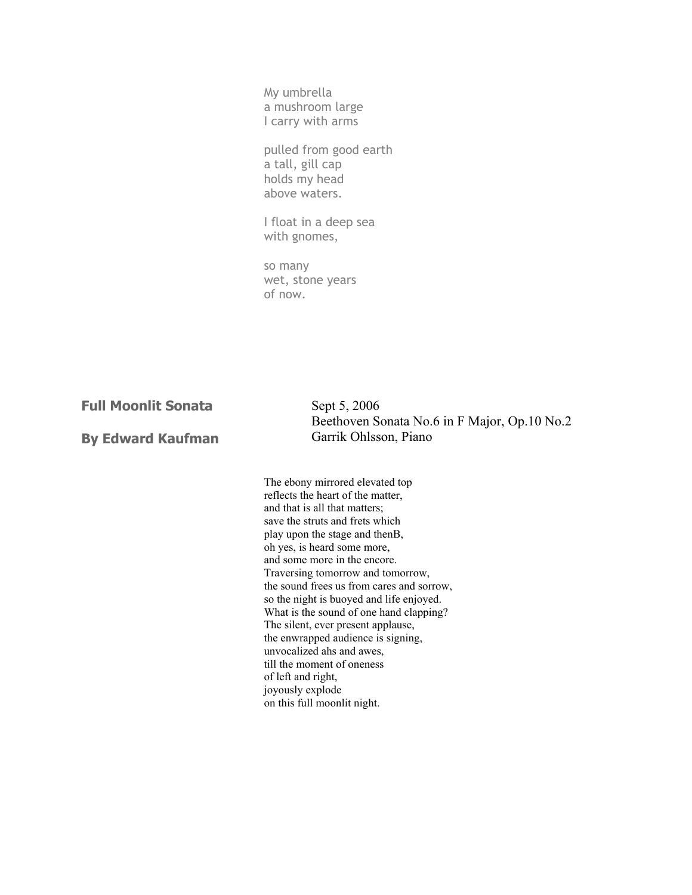My umbrella
a mushroom large
I carry with arms

pulled from good earth
a tall, gill cap
holds my head
above waters.

I float in a deep sea
with gnomes,

so many
wet, stone years
of now.

## Full Moonlit Sonata

**By Edward Kaufman**

Sept 5, 2006
Beethoven Sonata No.6 in F Major, Op.10 No.2
Garrik Ohlsson, Piano

The ebony mirrored elevated top
reflects the heart of the matter,
and that is all that matters;
save the struts and frets which
play upon the stage and thenB,
oh yes, is heard some more,
and some more in the encore.
Traversing tomorrow and tomorrow,
the sound frees us from cares and sorrow,
so the night is buoyed and life enjoyed.
What is the sound of one hand clapping?
The silent, ever present applause,
the enwrapped audience is signing,
unvocalized ahs and awes,
till the moment of oneness
of left and right,
joyously explode
on this full moonlit night.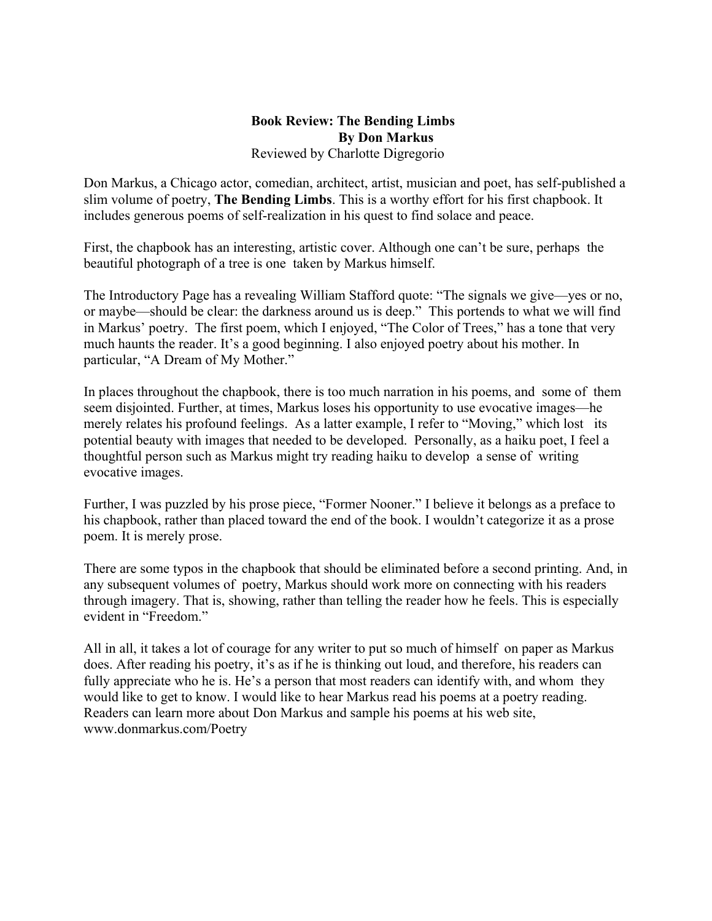**Book Review: The Bending Limbs**
**By Don Markus**
Reviewed by Charlotte Digregorio

Don Markus, a Chicago actor, comedian, architect, artist, musician and poet, has self-published a slim volume of poetry, **The Bending Limbs**. This is a worthy effort for his first chapbook. It includes generous poems of self-realization in his quest to find solace and peace.

First, the chapbook has an interesting, artistic cover. Although one can't be sure, perhaps the beautiful photograph of a tree is one taken by Markus himself.

The Introductory Page has a revealing William Stafford quote: "The signals we give—yes or no, or maybe—should be clear: the darkness around us is deep." This portends to what we will find in Markus' poetry. The first poem, which I enjoyed, "The Color of Trees," has a tone that very much haunts the reader. It's a good beginning. I also enjoyed poetry about his mother. In particular, "A Dream of My Mother."

In places throughout the chapbook, there is too much narration in his poems, and some of them seem disjointed. Further, at times, Markus loses his opportunity to use evocative images—he merely relates his profound feelings. As a latter example, I refer to "Moving," which lost its potential beauty with images that needed to be developed. Personally, as a haiku poet, I feel a thoughtful person such as Markus might try reading haiku to develop a sense of writing evocative images.

Further, I was puzzled by his prose piece, "Former Nooner." I believe it belongs as a preface to his chapbook, rather than placed toward the end of the book. I wouldn't categorize it as a prose poem. It is merely prose.

There are some typos in the chapbook that should be eliminated before a second printing. And, in any subsequent volumes of poetry, Markus should work more on connecting with his readers through imagery. That is, showing, rather than telling the reader how he feels. This is especially evident in "Freedom."

All in all, it takes a lot of courage for any writer to put so much of himself on paper as Markus does. After reading his poetry, it's as if he is thinking out loud, and therefore, his readers can fully appreciate who he is. He's a person that most readers can identify with, and whom they would like to get to know. I would like to hear Markus read his poems at a poetry reading. Readers can learn more about Don Markus and sample his poems at his web site, www.donmarkus.com/Poetry